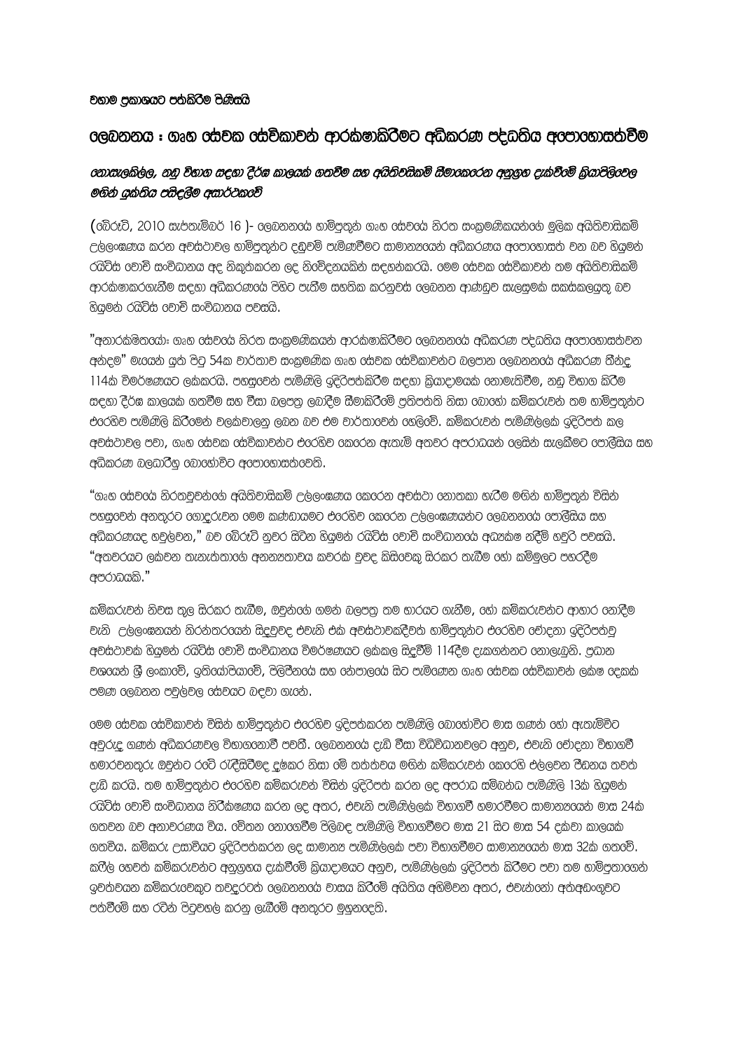**වහාම ප්‍රකාශයට පත්කිරීම පිණිසයි**

# ලෙබනනය : ගෘහ සේවක සේවිකාවන් ආරක්ෂාකිරීමට අධිකරණ පද්ධතිය අපොහොසත්වීම

## *නොසැලකිල්ල, නඩු විභාග සඳහා දීර්ඝ කාලයක් ගතවීම සහ අයිතිවාසිකම් සීමාකෙරෙන අනුග්‍රහ දැක්වීමේ ක්‍රියාපිළිවෙල මඟින් යුක්තිය පසිඳලීම අසාර්ථකවේ*

(බේරූට්, 2010 සැප්තැම්බර් 16 )- ලෙබනනයේ හාම්පුතුන් ගෘහ සේවයේ නිරත සංක්‍රමණිකයන්ගේ මූලික අයිතිවාසිකම් උල්ලංඝණය කරන අවස්ථාවල හාම්පුතුන්ට දඬුවම් පැමිණවීමට සාමාන්‍යයෙන් අධිකරණය අපොහොසත් වන බව හියුමන් රයිට්ස් වොච් සංවිධානය අද නිකුත්කරන ලද නිවේදනයකින් සඳහන්කරයි. මෙම සේවක සේවිකාවන් තම අයිතිවාසිකම් ආරක්ෂාකරගැනීම සඳහා අධිකරණයේ පිහිට පැතීම සහතික කරනුවස් ලෙබනන ආණ්ඩුව සැලසුමක් සකස්කලයුතු බව හියුමන් රයිට්ස් වොච් සංවිධානය පවසයි.

"අනාරක්ෂිතයෝ: ගෘහ සේවයේ නිරත සංක්‍රමණිකයන් ආරක්ෂාකිරීමට ලෙබනනයේ අධිකරණ පද්ධතිය අපොහොසත්වන අන්දම" මැයෙන් යුත් පිටු 54ක වාර්තාව සංක්‍රමණික ගෘහ සේවක සේවිකාවන්ට බලපාන ලෙබනනයේ අධිකරණ තීන්දු 114ක් විමර්ශණයට ලක්කරයි. පහසුවෙන් පැමිණිලි ඉදිරිපත්කිරීම සඳහා ක්‍රියාදාමයක් නොමැතිවීම, නඩු විභාග කිරීම සඳහා දීර්ඝ කාලයක් ගතවීම සහ වීසා බලපත්‍ර ලබාදීම සීමාකිරීමේ ප්‍රතිපත්ති නිසා බොහෝ කම්කරුවන් තම හාම්පුතුන්ට එරෙහිව පැමිණිලි කිරීමෙන් වලක්වාලනු ලබන බව එම වාර්තාවෙන් හෙළිවේ. කම්කරුවන් පැමිණිල්ලක් ඉදිරිපත් කල අවස්ථාවල පවා, ගෘහ සේවක සේවිකාවන්ට එරෙහිව කෙරෙන ඇතැම් අතවර අපරාධයන් ලෙසින් සැලකීමට පොලීසිය සහ අධිකරණ බලධාරීහු බොහෝවිට අපොහොසත්වෙති.

"ගෘහ සේවයේ නිරතවූවන්ගේ අයිතිවාසිකම් උල්ලංඝණය කෙරෙන අවස්ථා නොතකා හැරීම මඟින් හාම්පුතුන් විසින් පහසුවෙන් අනතුරට ගොදුරුවන මෙම කණ්ඩායමට එරෙහිව කෙරෙන උල්ලංඝණයන්ට ලෙබනනයේ පොලීසිය සහ අධිකරණයද හවුල්වන," බව බේරූට් නුවර සිටින හියුමන් රයිට්ස් වොච් සංවිධානයේ අධ්‍යක්ෂ නදීම් හවුරි පවසයි. "අතවරයට ලක්වන තැනැත්තාගේ අනන්‍යතාවය කවරක් වුවද කිසිවෙකු සිරකර තැබීම හෝ කම්මුලට පහරදීම අපරාධයකි."

කම්කරුවන් නිවස තුල සිරකර තැබීම, ඔවුන්ගේ ගමන් බලපත්‍ර තම භාරයට ගැනීම, හෝ කම්කරුවන්ට ආහාර නොදීම වැනි උල්ලංඝනයන් නිරන්තරයෙන් සිදුවුවද එවැනි එක් අවස්ථාවකදීවත් හාම්පුතුන්ට එරෙහිව චෝදනා ඉදිරිපත්වූ අවස්ථාවක් හියුමන් රයිට්ස් වොච් සංවිධානය විමර්ශණයට ලක්කල සිදුවීම් 114දීම දැකගන්නට නොලැබුනි. ප්‍රධාන වශයෙන් ශ්‍රී ලංකාවේ, ඉතියෝපියාවේ, පිලිපීනයේ සහ නේපාලයේ සිට පැමිණෙන ගෘහ සේවක සේවිකාවන් ලක්ෂ දෙකක් පමණ ලෙබනන පවුල්වල සේවයට බඳවා ගැනේ.

මෙම සේවක සේවිකාවන් විසින් හාම්පුතුන්ට එරෙහිව ඉදිරිපත්කරන පැමිණිලි බොහෝවිට මාස ගණන් හෝ ඇතැම්විට අවුරුදු ගණන් අධිකරණවල විභාගනොවී පවතී. ලෙබනනයේ දැඩි වීසා විධිවිධානවලට අනුව, එවැනි චෝදනා විභාගවී හමාරවනතුරු ඔවුන්ට රටේ රැඳීසිටීමද දුෂ්කර නිසා මේ තත්ත්වය මඟින් කම්කරුවන් කෙරෙහි එල්ලවන පීඩනය තවත් දැඩි කරයි. තම හාම්පුතුන්ට එරෙහිව කම්කරුවන් විසින් ඉදිරිපත් කරන ලද අපරාධ සම්බන්ධ පැමිණිලි 13ක් හියුමන් රයිට්ස් වොච් සංවිධානය නිරීක්ෂණය කරන ලද අතර, එවැනි පැමිණිල්ලක් විභාගවී හමාරවීමට සාමාන්‍යයෙන් මාස 24ක් ගතවන බව අනාවරණය විය. වේතන නොගෙවීම පිලිබඳ පැමිණිලි විභාගවීමට මාස 21 සිට මාස 54 දක්වා කාලයක් ගතවිය. කම්කරු උසාවියට ඉදිරිපත්කරන ලද සාමාන්‍ය පැමිණිල්ලක් පවා විභාගවීමට සාමාන්‍යයෙන් මාස 32ක් ගතවේ. කෆීල් හෙවත් කම්කරුවන්ට අනුග්‍රහය දැක්වීමේ ක්‍රියාදාමයට අනුව, පැමිණිල්ලක් ඉදිරිපත් කිරීමට පවා තම හාම්පුතාගෙන් ඉවත්වයන කම්කරුවෙකුට තවදුරටත් ලෙබනනයේ වාසය කිරීමේ අයිතිය අහිමිවන අතර, එවැන්නෝ අත්අඩංගුවට පත්වීමේ සහ රටින් පිටුවහල් කරනු ලැබීමේ අනතුරට මුහුනදෙති.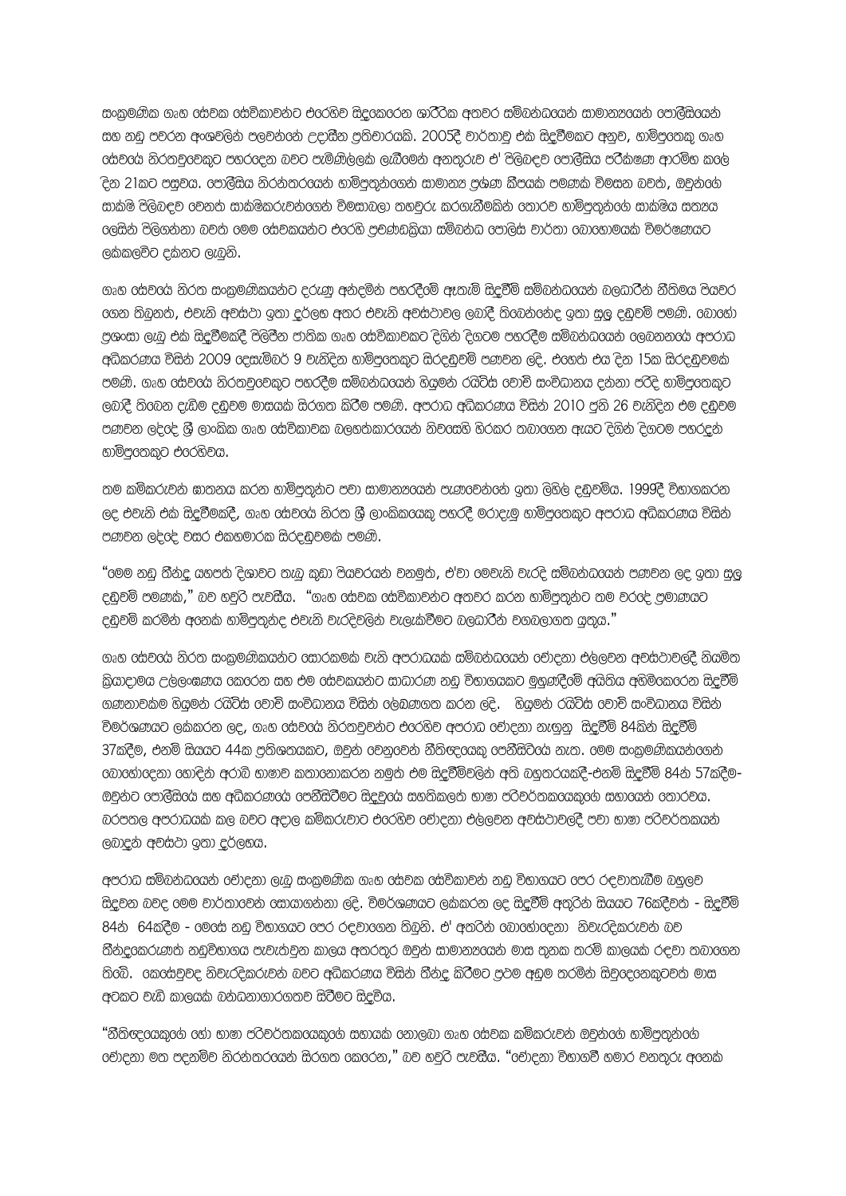සංක්‍රමණික ගෘහ සේවක සේවිකාවන්ට එරෙහිව සිදුකෙරෙන ශාරීරික අතවර සම්බන්ධයෙන් සාමාන්‍යයෙන් පොලීසියෙන් සහ නඩු පවරන අංශවලින් පලවන්නේ උදාසීන ප්‍රතිචාරයකි. 2005දී වාර්තාවූ එක් සිදුවීමකට අනුව, හාම්පුතෙකු ගෘහ සේවයේ නිරතවූවෙකුට පහරදෙන බවට පැමිණිල්ලක් ලැබීමෙන් අනතුරුව ඒ පිලිබඳව පොලීසිය පරීක්ෂණ ආරම්භ කලේ දින 21කට පසුවය. පොලීසිය නිරන්තරයෙන් හාම්පුතුන්ගෙන් සාමාන්‍ය ප්‍රශ්න කීපයක් පමණක් විමසන බවත්, ඔවුන්ගේ සාක්ෂි පිලිබඳව වෙනත් සාක්ෂිකරුවන්ගෙන් විමසාබලා තහවුරු කරගැනීමකින් තොරව හාම්පුතුන්ගේ සාක්ෂිය සත්‍යය ලෙසින් පිලිගන්නා බවත් මෙම සේවකයන්ට එරෙහි ප්‍රචණ්ඩක්‍රියා සම්බන්ධ පොලිස් වාර්තා බොහොමයක් විමර්ශණයට ලක්කලවිට දක්නට ලැබුනි.

ගෘහ සේවයේ නිරත සංක්‍රමණිකයන්ට දරුණු අන්දමින් පහරදීමේ ඇතැම් සිදුවීම් සම්බන්ධයෙන් බලධාරීන් නීතිමය පියවර ගෙන තිබුනත්, එවැනි අවස්ථා ඉතා දුර්ලභ අතර එවැනි අවස්ථාවල ලබාදී තිබෙන්නේද ඉතා සුලු දඬුවම් පමණි. බොහෝ ප්‍රශංසා ලැබූ එක් සිදුවීමකදී පිලිපීන ජාතික ගෘහ සේවිකාවකට දිගින් දිගටම පහරදීම සම්බන්ධයෙන් ලෙබනනයේ අපරාධ අධිකරණය විසින් 2009 දෙසැම්බර් 9 වැනිදින හාම්පුතෙකුට සිරදඬුවම් පණවන ලදි. එහෙත් එය දින 15ක සිරදඬුවමක් පමණි. ගෘහ සේවයේ නිරතවූවෙකුට පහරදීම සම්බන්ධයෙන් හියුමන් රයිට්ස් වොච් සංවිධානය දන්නා පරිදි හාම්පුතෙකුට ලබාදී තිබෙන දැඩිම දඬුවම මාසයක් සිරගත කිරීම පමණි. අපරාධ අධිකරණය විසින් 2010 ජූනි 26 වැනිදින එම දඬුවම පණවන ලද්දේ ශ්‍රී ලාංකික ගෘහ සේවිකාවක බලහත්කාරයෙන් නිවසෙහි හිරකර තබාගෙන ඇයට දිගින් දිගටම පහරදුන් හාම්පුතෙකුට එරෙහිවය.

තම කම්කරුවන් ඝාතනය කරන හාම්පුතුන්ට පවා සාමාන්‍යයෙන් පැණවෙන්නේ ඉතා ලිහිල් දඬුවම්ය. 1999දී විභාගකරන ලද එවැනි එක් සිදුවීමකදී, ගෘහ සේවයේ නිරත ශ්‍රී ලාංකිකයෙකු පහරදී මරාදැමූ හාම්පුතෙකුට අපරාධ අධිකරණය විසින් පණවන ලද්දේ වසර එකහමාරක සිරදඬුවමක් පමණි.

"මෙම නඩු තීන්දු යහපත් දිශාවට තැබූ කුඩා පියවරයන් වනමුත්, ඒවා මෙවැනි වැරදි සම්බන්ධයෙන් පණවන ලද ඉතා සුලු දඬුවම් පමණක්," බව හවුරි පැවසීය. "ගෘහ සේවක සේවිකාවන්ට අතවර කරන හාම්පුතුන්ට තම වරදේ ප්‍රමාණයට දඬුවම් කරමින් අනෙක් හාම්පුතුන්ද එවැනි වැරදිවලින් වැලැක්වීමට බලධාරීන් වගබලාගත යුතුය."

ගෘහ සේවයේ නිරත සංක්‍රමණිකයන්ට සොරකමක් වැනි අපරාධයක් සම්බන්ධයෙන් චෝදනා එල්ලවන අවස්ථාවලදී නියමිත ක්‍රියාදාමය උල්ලංඝණය කෙරෙන සහ එම සේවකයන්ට සාධාරණ නඩු විභාගයකට මුහුණදීමේ අයිතිය අහිමිකෙරෙන සිදුවීම් ගණනාවක්ම හියුමන් රයිට්ස් වොච් සංවිධානය විසින් ලේඛණගත කරන ලදි. හියුමන් රයිට්ස් වොච් සංවිධානය විසින් විමර්ශණයට ලක්කරන ලද, ගෘහ සේවයේ නිරතවූවන්ට එරෙහිව අපරාධ චෝදනා නැඟුනු සිදුවීම් 84කින් සිදුවීම් 37කදීම, එනම් සියයට 44ක ප්‍රතිශතයකට, ඔවුන් වෙනුවෙන් නීතිඥයෙකු පෙනීසිටියේ නැත. මෙම සංක්‍රමණිකයන්ගෙන් බොහෝදෙනා හොඳින් අරාබි භාෂාව කතානොකරන නමුත් එම සිදුවීම්වලින් අති බහුතරයකදී-එනම් සිදුවීම් 84න් 57කදීම- ඔවුන්ට පොලීසියේ සහ අධිකරණයේ පෙනීසිටීමට සිදුවූයේ සහතිකලත් භාෂා පරිවර්තකයෙකුගේ සහායෙන් තොරවය. බරපතල අපරාධයක් කල බවට අදාල කම්කරුවාට එරෙහිව චෝදනා එල්ලවන අවස්ථාවලදී පවා භාෂා පරිවර්තකයන් ලබාදුන් අවස්ථා ඉතා දුර්ලභය.

අපරාධ සම්බන්ධයෙන් චෝදනා ලැබූ සංක්‍රමණික ගෘහ සේවක සේවිකාවන් නඩු විභාගයට පෙර රඳවාතැබීම බහුලව සිදුවන බවද මෙම වාර්තාවෙන් සොයාගන්නා ලදි. විමර්ශණයට ලක්කරන ලද සිදුවීම් අතුරින් සියයට 76කදීවත් - සිදුවීම් 84න් 64කදීම - මෙසේ නඩු විභාගයට පෙර රඳවාගෙන තිබුනි. ඒ අතරින් බොහෝදෙනා නිවැරදිකරුවන් බව තීන්දුකෙරුණත් නඩුවිභාගය පැවැත්වුන කාලය අතරතුර ඔවුන් සාමාන්‍යයෙන් මාස තුනක තරම් කාලයක් රඳවා තබාගෙන තිබේ. කෙසේවුවද නිවැරදිකරුවන් බවට අධිකරණය විසින් තීන්දු කිරීමට ප්‍රථම අඩුම තරමින් සිවුදෙනෙකුටවත් මාස අටකට වැඩි කාලයක් බන්ධනාගාරගතව සිටීමට සිදුවිය.

"නීතිඥයෙකුගේ හෝ භාෂා පරිවර්තකයෙකුගේ සහායක් නොලබා ගෘහ සේවක කම්කරුවන් ඔවුන්ගේ හාම්පුතුන්ගේ චෝදනා මත පදනම්ව නිරන්තරයෙන් සිරගත කෙරෙන," බව හවුරි පැවසීය. "චෝදනා විභාගවී හමාර වනතුරු අනෙක්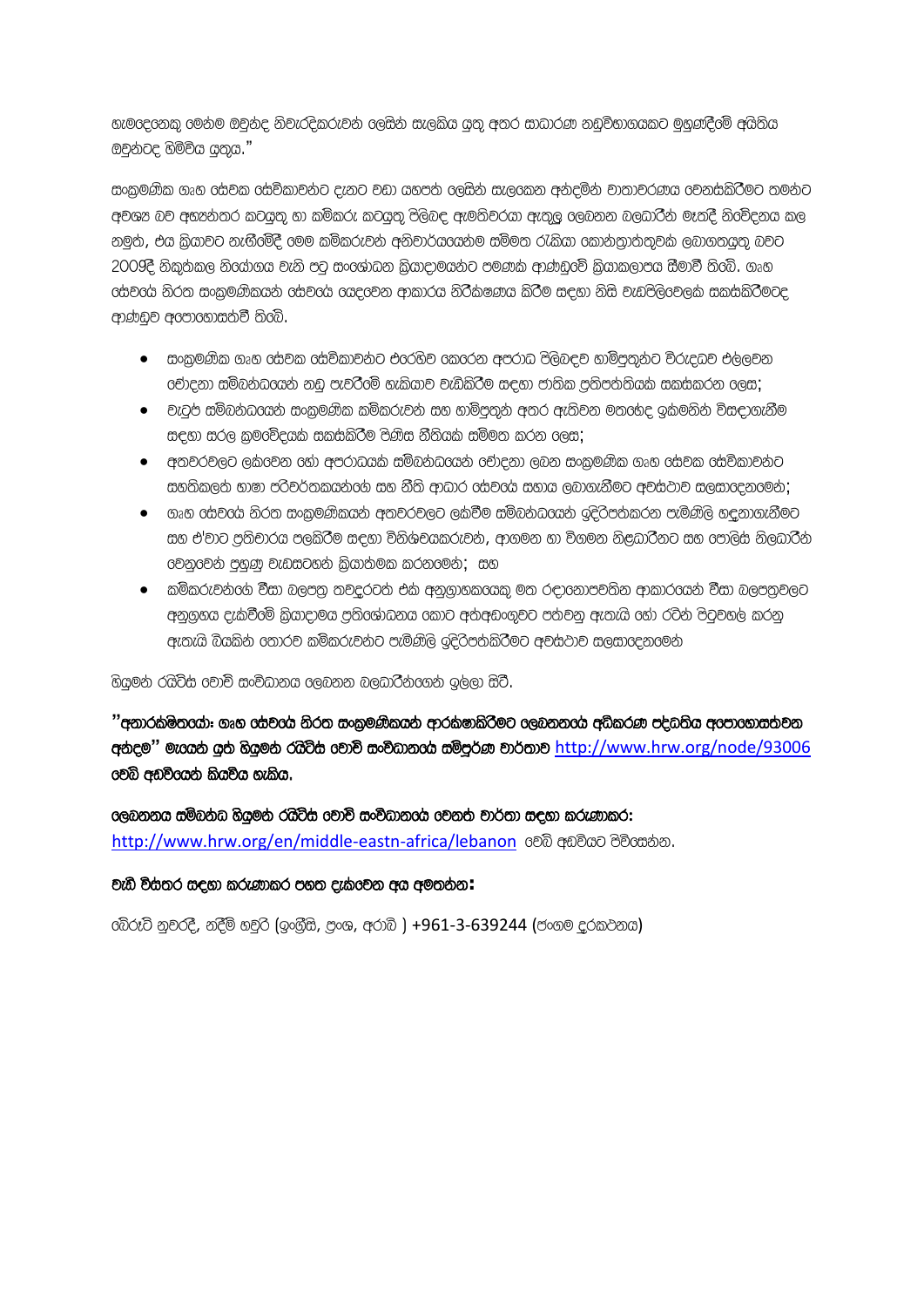හැමදෙනෙකු මෙන්ම ඔවුන්ද නිවැරදිකරුවන් ලෙසින් සැලකිය යුතු අතර සාධාරණ නඩුවිභාගයකට මුහුණදීමේ අයිතිය ඔවුන්ටද හිමිවිය යුතුය."

සංක්‍රමණික ගෘහ සේවක සේවිකාවන්ට දැනට වඩා යහපත් ලෙසින් සැලකෙන අන්දමින් වාතාවරණය වෙනස්කිරීමට තමන්ට අවශ්‍ය බව අභ්‍යන්තර කටයුතු හා කම්කරු කටයුතු පිලිබඳ ඇමතිවරයා ඇතුලු ලෙබනන බලධාරීන් මෑතදී නිවේදනය කල නමුත්, එය ක්‍රියාවට නැගීමේදී මෙම කම්කරුවන් අනිවාර්යයෙන්ම සම්මත රැකියා කොන්ත්‍රාත්තුවක් ලබාගතයුතු බවට 2009දී නිකුත්කල නියෝගය වැනි පටු සංශෝධන ක්‍රියාදාමයන්ට පමණක් ආණ්ඩුවේ ක්‍රියාකලාපය සීමාවී තිබේ. ගෘහ සේවයේ නිරත සංක්‍රමණිකයන් සේවයේ යෙදවෙන ආකාරය නිරීක්ෂණය කිරීම සඳහා නිසි වැඩපිලිවෙලක් සකස්කිරීමටද ආණ්ඩුව අපොහොසත්වී තිබේ.

- සංක්‍රමණික ගෘහ සේවක සේවිකාවන්ට එරෙහිව කෙරෙන අපරාධ පිලිබඳව හාම්පුතුන්ට විරුද්ධව එල්ලවන චෝදනා සම්බන්ධයෙන් නඩු පැවරීමේ හැකියාව වැඩිකිරීම සඳහා ජාතික ප්‍රතිපත්තියක් සකස්කරන ලෙස;
- වැටුප් සම්බන්ධයෙන් සංක්‍රමණික කම්කරුවන් සහ හාම්පුතුන් අතර ඇතිවන මතභේද ඉක්මනින් විසඳාගැනීම සඳහා සරල ක්‍රමවේදයක් සකස්කිරීම පිණිස නීතියක් සම්මත කරන ලෙස;
- අතවරවලට ලක්වෙන හෝ අපරාධයක් සම්බන්ධයෙන් චෝදනා ලබන සංක්‍රමණික ගෘහ සේවක සේවිකාවන්ට සහතිකලත් භාෂා පරිවර්තකයන්ගේ සහ නීති ආධාර සේවයේ සහාය ලබාගැනීමට අවස්ථාව සලසාදෙනමෙන්;
- ගෘහ සේවයේ නිරත සංක්‍රමණිකයන් අතවරවලට ලක්වීම සම්බන්ධයෙන් ඉදිරිපත්කරන පැමිණිලි හඳුනාගැනීමට සහ ඒවාට ප්‍රතිචාරය පලකිරීම සඳහා විනිශ්චයකරුවන්, ආගමන හා විගමන නිළධාරීනට සහ පොලිස් නිලධාරීන් වෙනුවෙන් පුහුණු වැඩසටහන් ක්‍රියාත්මක කරනමෙන්; සහ
- කම්කරුවන්ගේ වීසා බලපත්‍ර තවදුරටත් එක් අනුග්‍රාහකයෙකු මත රඳානොපවතින ආකාරයෙන් වීසා බලපත්‍රවලට අනුග්‍රහය දැක්වීමේ ක්‍රියාදාමය ප්‍රතිශෝධනය කොට අත්අඩංගුවට පත්වනු ඇතැයි හෝ රටින් පිටුවහල් කරනු ඇතැයි බියකින් තොරව කම්කරුවන්ට පැමිණිලි ඉදිරිපත්කිරීමට අවස්ථාව සලසාදෙනමෙන්

හියුමන් රයිට්ස් වොච් සංවිධානය ලෙබනන බලධාරීන්ගෙන් ඉල්ලා සිටී.

**"අනාරක්ෂිතයෝ: ගෘහ සේවයේ නිරත සංක්‍රමණිකයන් ආරක්ෂාකිරීමට ලෙබනනයේ අධිකරණ පද්ධතිය අපොහොසත්වන අන්දම" මැයෙන් යුත් හියුමන් රයිට්ස් වොච් සංවිධානයේ සම්පූර්ණ වාර්තාව** http://www.hrw.org/node/93006 **වෙබ් අඩවියෙන් කියවිය හැකිය.**

**ලෙබනනය සම්බන්ධ හියුමන් රයිට්ස් වොච් සංවිධානයේ වෙනත් වාර්තා සඳහා කරුණාකර:**
http://www.hrw.org/en/middle-eastn-africa/lebanon වෙබ් අඩවියට පිවිසෙන්න.

**වැඩි විස්තර සඳහා කරුණාකර පහත දැක්වෙන අය අමතන්න:**

බේරූට් නුවරදී, නදීම් හවුරි (ඉංග්‍රීසි, ප්‍රංශ, අරාබි ) +961-3-639244 (ජංගම දුරකථනය)